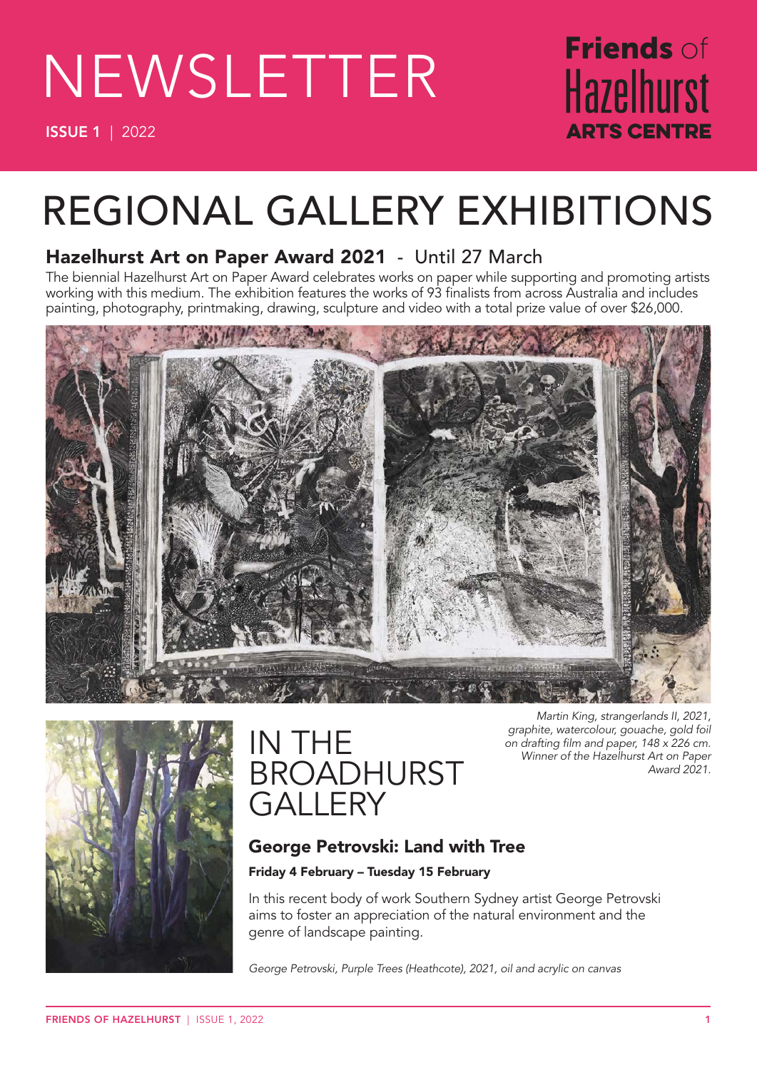# NEWSLETTER

**ISSUE 1** | 2022

**Friends** of Hazelhurst **ARTS CENTRE**

# REGIONAL GALLERY EXHIBITIONS

## Hazelhurst Art on Paper Award 2021 - Until 27 March

The biennial Hazelhurst Art on Paper Award celebrates works on paper while supporting and promoting artists working with this medium. The exhibition features the works of 93 finalists from across Australia and includes painting, photography, printmaking, drawing, sculpture and video with a total prize value of over $26,000.

*Martin King, strangerlands II, 2021, graphite, watercolour, gouache, gold foil on drafting film and paper, 148 x 226 cm. Winner of the Hazelhurst Art on Paper Award 2021.*

# IN THE BROADHURST GALLERY

## George Petrovski: Land with Tree

**Friday 4 February – Tuesday 15 February**

In this recent body of work Southern Sydney artist George Petrovski aims to foster an appreciation of the natural environment and the genre of landscape painting.

*George Petrovski, Purple Trees (Heathcote), 2021, oil and acrylic on canvas*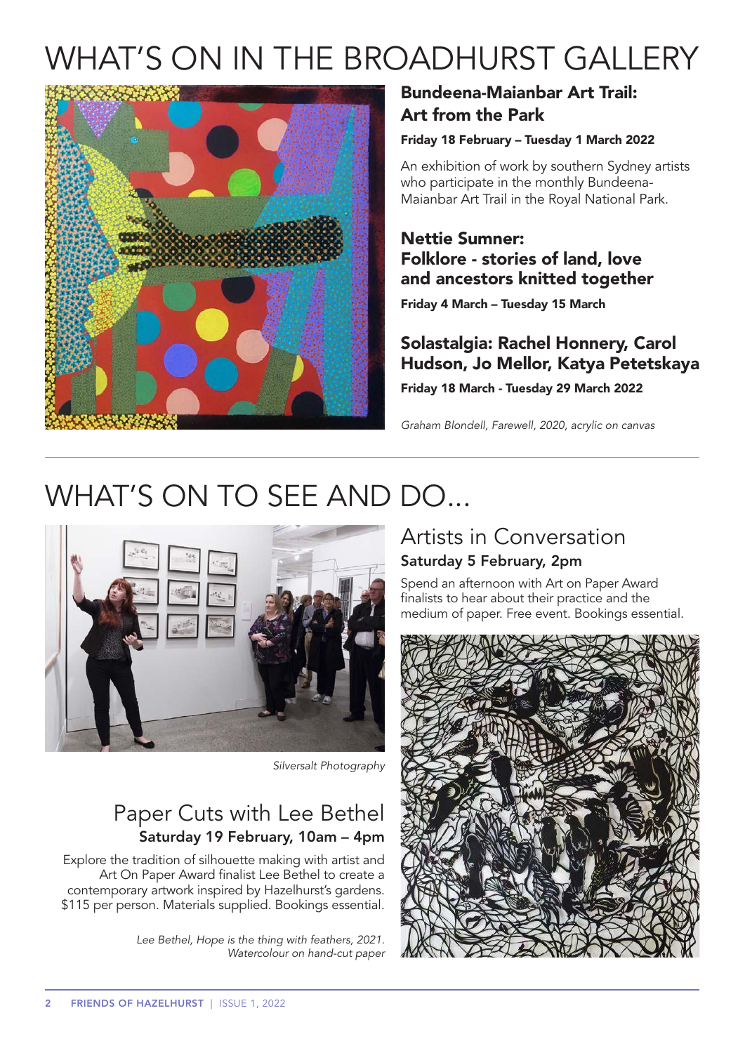# WHAT'S ON IN THE BROADHURST GALLERY

### Bundeena-Maianbar Art Trail: Art from the Park

**Friday 18 February – Tuesday 1 March 2022**

An exhibition of work by southern Sydney artists who participate in the monthly Bundeena-Maianbar Art Trail in the Royal National Park.

### Nettie Sumner: Folklore - stories of land, love and ancestors knitted together

**Friday 4 March – Tuesday 15 March**

### Solastalgia: Rachel Honnery, Carol Hudson, Jo Mellor, Katya Petetskaya

**Friday 18 March - Tuesday 29 March 2022**

*Graham Blondell, Farewell, 2020, acrylic on canvas*

# WHAT'S ON TO SEE AND DO...

*Silversalt Photography*

## Artists in Conversation

**Saturday 5 February, 2pm**

Spend an afternoon with Art on Paper Award finalists to hear about their practice and the medium of paper. Free event. Bookings essential.

## Paper Cuts with Lee Bethel

**Saturday 19 February, 10am – 4pm**

Explore the tradition of silhouette making with artist and Art On Paper Award finalist Lee Bethel to create a contemporary artwork inspired by Hazelhurst's gardens. $115 per person. Materials supplied. Bookings essential.

*Lee Bethel, Hope is the thing with feathers, 2021. Watercolour on hand-cut paper*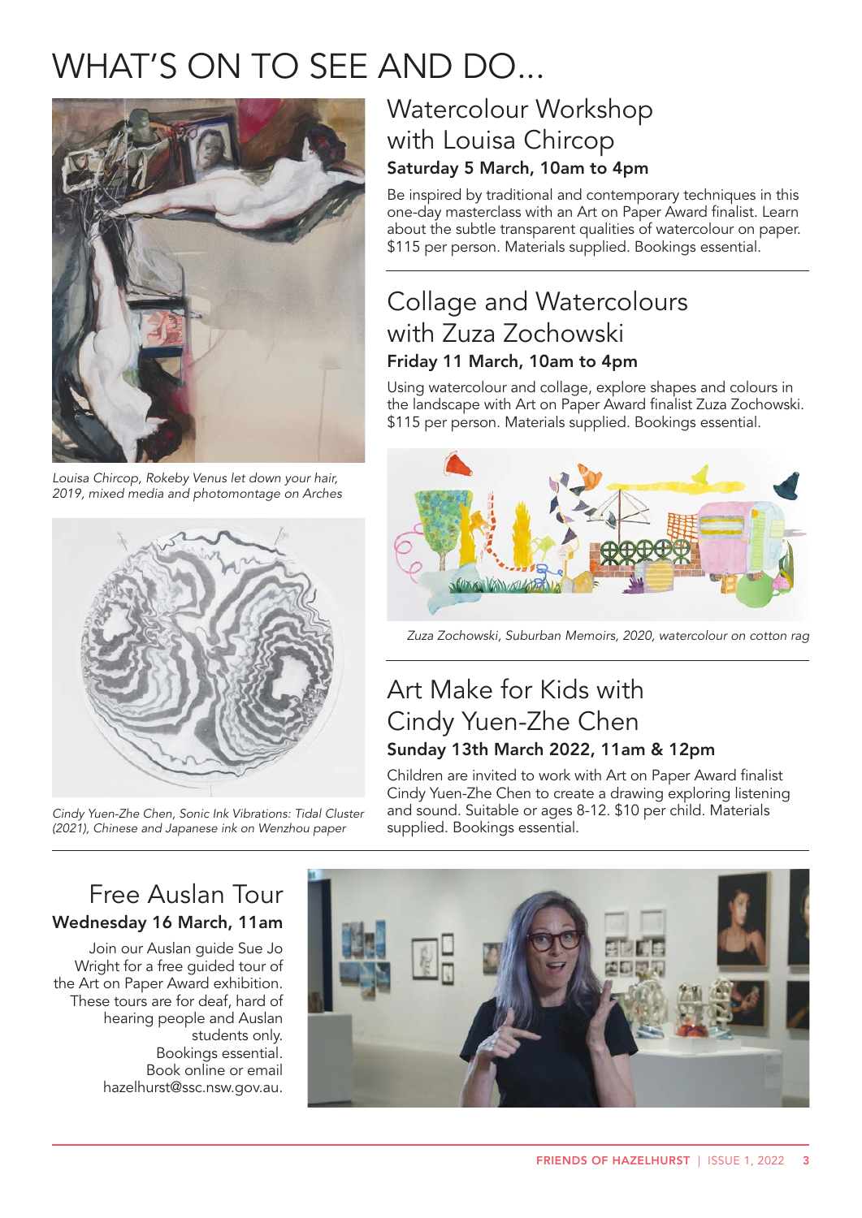# WHAT'S ON TO SEE AND DO...

*Louisa Chircop, Rokeby Venus let down your hair, 2019, mixed media and photomontage on Arches*

*Cindy Yuen-Zhe Chen, Sonic Ink Vibrations: Tidal Cluster (2021), Chinese and Japanese ink on Wenzhou paper*

## Watercolour Workshop with Louisa Chircop

**Saturday 5 March, 10am to 4pm**

Be inspired by traditional and contemporary techniques in this one-day masterclass with an Art on Paper Award finalist. Learn about the subtle transparent qualities of watercolour on paper. $115 per person. Materials supplied. Bookings essential.

## Collage and Watercolours with Zuza Zochowski

**Friday 11 March, 10am to 4pm**

Using watercolour and collage, explore shapes and colours in the landscape with Art on Paper Award finalist Zuza Zochowski. $115 per person. Materials supplied. Bookings essential.

*Zuza Zochowski, Suburban Memoirs, 2020, watercolour on cotton rag*

## Art Make for Kids with Cindy Yuen-Zhe Chen

**Sunday 13th March 2022, 11am & 12pm**

Children are invited to work with Art on Paper Award finalist Cindy Yuen-Zhe Chen to create a drawing exploring listening and sound. Suitable or ages 8-12. $10 per child. Materials supplied. Bookings essential.

## Free Auslan Tour

**Wednesday 16 March, 11am**

Join our Auslan guide Sue Jo Wright for a free guided tour of the Art on Paper Award exhibition. These tours are for deaf, hard of hearing people and Auslan students only. Bookings essential. Book online or email hazelhurst@ssc.nsw.gov.au.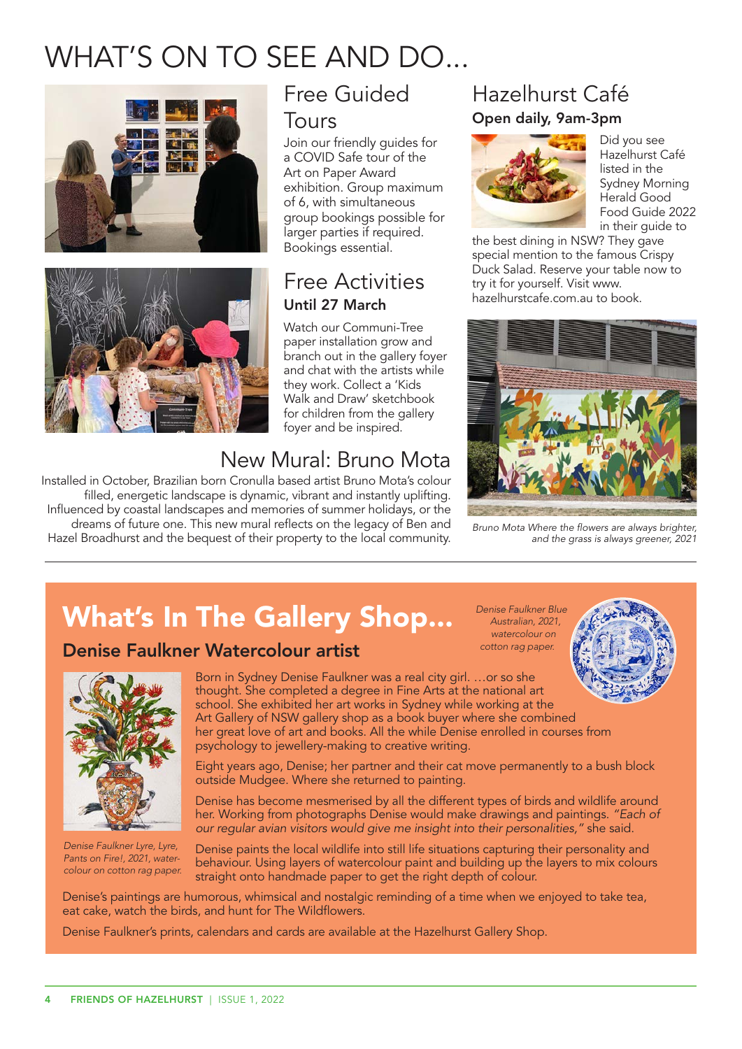# WHAT'S ON TO SEE AND DO...

## Free Guided Tours

Join our friendly guides for a COVID Safe tour of the Art on Paper Award exhibition. Group maximum of 6, with simultaneous group bookings possible for larger parties if required. Bookings essential.

## Free Activities

**Until 27 March**

Watch our Communi-Tree paper installation grow and branch out in the gallery foyer and chat with the artists while they work. Collect a 'Kids Walk and Draw' sketchbook for children from the gallery foyer and be inspired.

## Hazelhurst Café

**Open daily, 9am-3pm**

Did you see Hazelhurst Café listed in the Sydney Morning Herald Good Food Guide 2022 in their guide to the best dining in NSW? They gave special mention to the famous Crispy Duck Salad. Reserve your table now to try it for yourself. Visit www.hazelhurstcafe.com.au to book.

## New Mural: Bruno Mota

Installed in October, Brazilian born Cronulla based artist Bruno Mota's colour filled, energetic landscape is dynamic, vibrant and instantly uplifting. Influenced by coastal landscapes and memories of summer holidays, or the dreams of future one. This new mural reflects on the legacy of Ben and Hazel Broadhurst and the bequest of their property to the local community.

*Bruno Mota Where the flowers are always brighter, and the grass is always greener, 2021*

---

# What's In The Gallery Shop...

## Denise Faulkner Watercolour artist

*Denise Faulkner Blue Australian, 2021, watercolour on cotton rag paper.*

Born in Sydney Denise Faulkner was a real city girl. ...or so she thought. She completed a degree in Fine Arts at the national art school. She exhibited her art works in Sydney while working at the Art Gallery of NSW gallery shop as a book buyer where she combined her great love of art and books. All the while Denise enrolled in courses from psychology to jewellery-making to creative writing.

Eight years ago, Denise; her partner and their cat move permanently to a bush block outside Mudgee. Where she returned to painting.

Denise has become mesmerised by all the different types of birds and wildlife around her. Working from photographs Denise would make drawings and paintings. *"Each of our regular avian visitors would give me insight into their personalities,"* she said.

*Denise Faulkner Lyre, Lyre, Pants on Fire!, 2021, water-colour on cotton rag paper.*

Denise paints the local wildlife into still life situations capturing their personality and behaviour. Using layers of watercolour paint and building up the layers to mix colours straight onto handmade paper to get the right depth of colour.

Denise's paintings are humorous, whimsical and nostalgic reminding of a time when we enjoyed to take tea, eat cake, watch the birds, and hunt for The Wildflowers.

Denise Faulkner's prints, calendars and cards are available at the Hazelhurst Gallery Shop.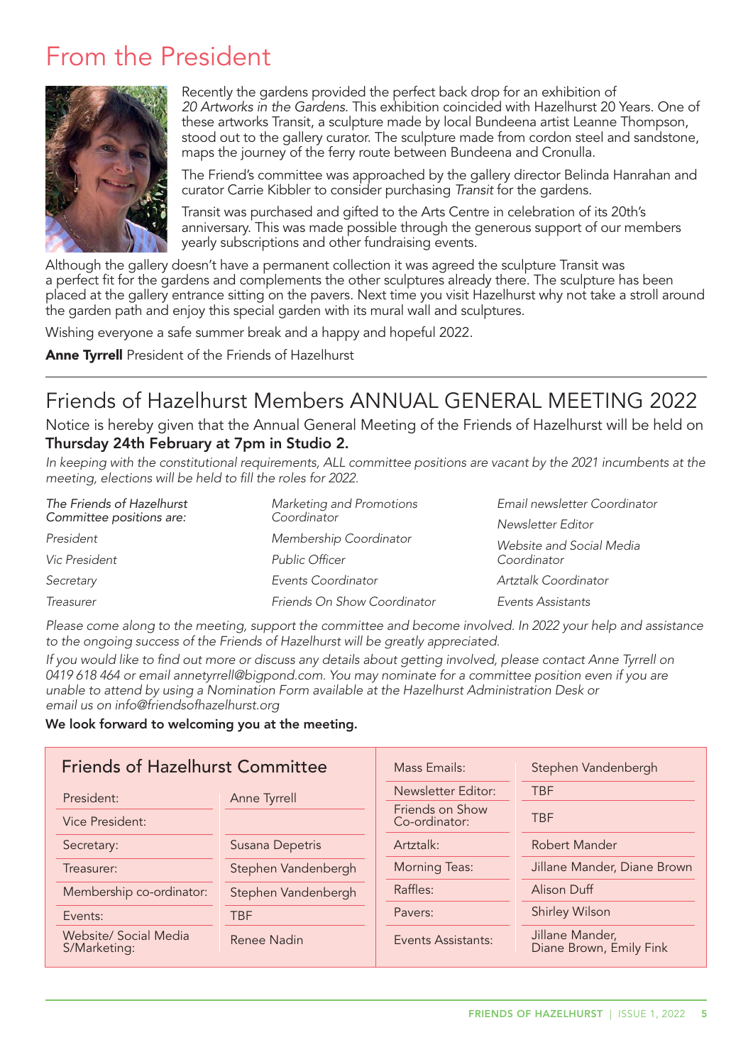# From the President

Recently the gardens provided the perfect back drop for an exhibition of *20 Artworks in the Gardens*. This exhibition coincided with Hazelhurst 20 Years. One of these artworks Transit, a sculpture made by local Bundeena artist Leanne Thompson, stood out to the gallery curator. The sculpture made from cordon steel and sandstone, maps the journey of the ferry route between Bundeena and Cronulla.

The Friend's committee was approached by the gallery director Belinda Hanrahan and curator Carrie Kibbler to consider purchasing *Transit* for the gardens.

Transit was purchased and gifted to the Arts Centre in celebration of its 20th's anniversary. This was made possible through the generous support of our members yearly subscriptions and other fundraising events.

Although the gallery doesn't have a permanent collection it was agreed the sculpture Transit was a perfect fit for the gardens and complements the other sculptures already there. The sculpture has been placed at the gallery entrance sitting on the pavers. Next time you visit Hazelhurst why not take a stroll around the garden path and enjoy this special garden with its mural wall and sculptures.

Wishing everyone a safe summer break and a happy and hopeful 2022.

**Anne Tyrrell** President of the Friends of Hazelhurst

---

## Friends of Hazelhurst Members ANNUAL GENERAL MEETING 2022

Notice is hereby given that the Annual General Meeting of the Friends of Hazelhurst will be held on **Thursday 24th February at 7pm in Studio 2.**

*In keeping with the constitutional requirements, ALL committee positions are vacant by the 2021 incumbents at the meeting, elections will be held to fill the roles for 2022.*

*The Friends of Hazelhurst Committee positions are:*

- *President*
- *Vic President*
- *Secretary*
- *Treasurer*
- *Marketing and Promotions Coordinator*
- *Membership Coordinator*
- *Public Officer*
- *Events Coordinator*
- *Friends On Show Coordinator*
- *Email newsletter Coordinator*
- *Newsletter Editor*
- *Website and Social Media Coordinator*
- *Artztalk Coordinator*
- *Events Assistants*

*Please come along to the meeting, support the committee and become involved. In 2022 your help and assistance to the ongoing success of the Friends of Hazelhurst will be greatly appreciated.*

*If you would like to find out more or discuss any details about getting involved, please contact Anne Tyrrell on 0419 618 464 or email annetyrrell@bigpond.com. You may nominate for a committee position even if you are unable to attend by using a Nomination Form available at the Hazelhurst Administration Desk or email us on info@friendsofhazelhurst.org*

**We look forward to welcoming you at the meeting.**

## Friends of Hazelhurst Committee

| Role | Name |
|---|---|
| President: | Anne Tyrrell |
| Vice President: | |
| Secretary: | Susana Depetris |
| Treasurer: | Stephen Vandenbergh |
| Membership co-ordinator: | Stephen Vandenbergh |
| Events: | TBF |
| Website/ Social Media S/Marketing: | Renee Nadin |
| Mass Emails: | Stephen Vandenbergh |
| Newsletter Editor: | TBF |
| Friends on Show Co-ordinator: | TBF |
| Artztalk: | Robert Mander |
| Morning Teas: | Jillane Mander, Diane Brown |
| Raffles: | Alison Duff |
| Pavers: | Shirley Wilson |
| Events Assistants: | Jillane Mander, Diane Brown, Emily Fink |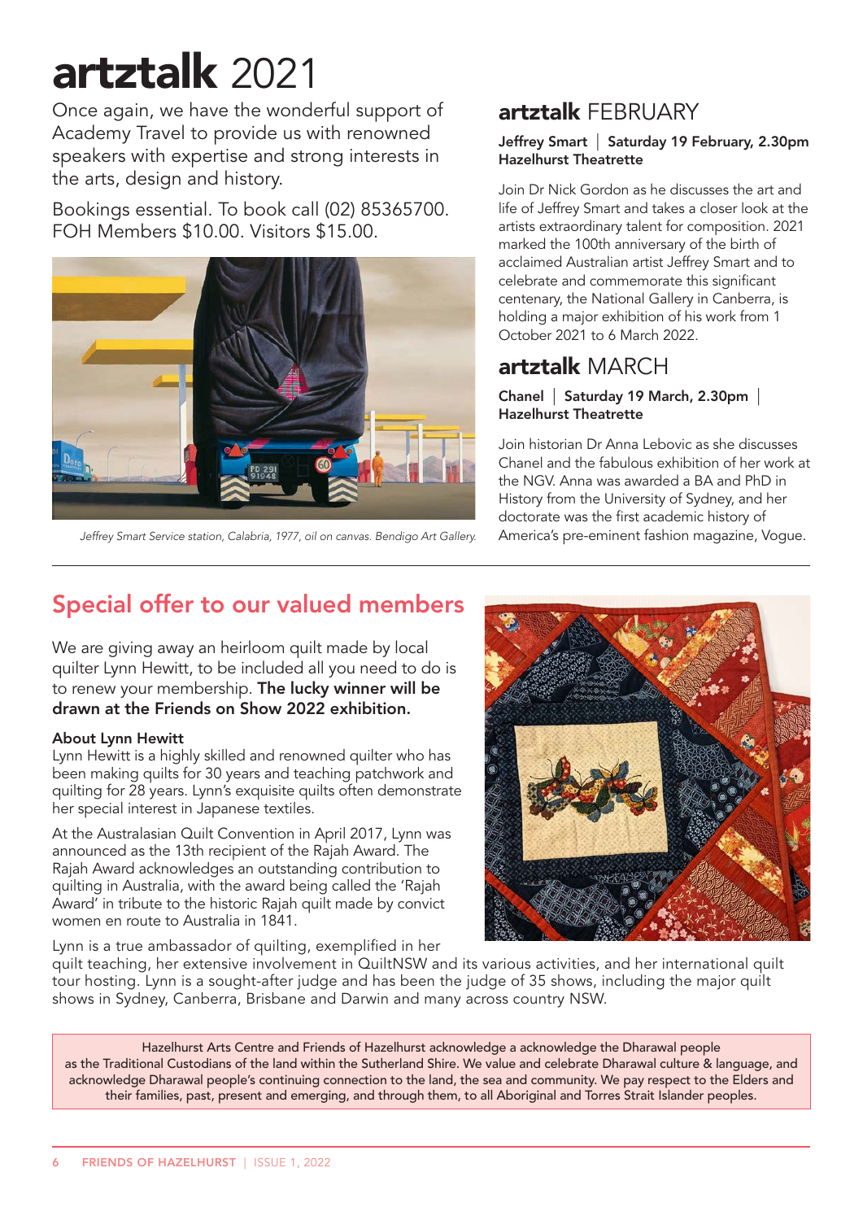# artztalk 2021

Once again, we have the wonderful support of Academy Travel to provide us with renowned speakers with expertise and strong interests in the arts, design and history.

Bookings essential. To book call (02) 85365700. FOH Members $10.00. Visitors $15.00.

*Jeffrey Smart Service station, Calabria, 1977, oil on canvas. Bendigo Art Gallery.*

## artztalk FEBRUARY

**Jeffrey Smart | Saturday 19 February, 2.30pm Hazelhurst Theatrette**

Join Dr Nick Gordon as he discusses the art and life of Jeffrey Smart and takes a closer look at the artists extraordinary talent for composition. 2021 marked the 100th anniversary of the birth of acclaimed Australian artist Jeffrey Smart and to celebrate and commemorate this significant centenary, the National Gallery in Canberra, is holding a major exhibition of his work from 1 October 2021 to 6 March 2022.

## artztalk MARCH

**Chanel | Saturday 19 March, 2.30pm | Hazelhurst Theatrette**

Join historian Dr Anna Lebovic as she discusses Chanel and the fabulous exhibition of her work at the NGV. Anna was awarded a BA and PhD in History from the University of Sydney, and her doctorate was the first academic history of America's pre-eminent fashion magazine, Vogue.

## Special offer to our valued members

We are giving away an heirloom quilt made by local quilter Lynn Hewitt, to be included all you need to do is to renew your membership. **The lucky winner will be drawn at the Friends on Show 2022 exhibition.**

**About Lynn Hewitt**

Lynn Hewitt is a highly skilled and renowned quilter who has been making quilts for 30 years and teaching patchwork and quilting for 28 years. Lynn's exquisite quilts often demonstrate her special interest in Japanese textiles.

At the Australasian Quilt Convention in April 2017, Lynn was announced as the 13th recipient of the Rajah Award. The Rajah Award acknowledges an outstanding contribution to quilting in Australia, with the award being called the 'Rajah Award' in tribute to the historic Rajah quilt made by convict women en route to Australia in 1841.

Lynn is a true ambassador of quilting, exemplified in her quilt teaching, her extensive involvement in QuiltNSW and its various activities, and her international quilt tour hosting. Lynn is a sought-after judge and has been the judge of 35 shows, including the major quilt shows in Sydney, Canberra, Brisbane and Darwin and many across country NSW.

Hazelhurst Arts Centre and Friends of Hazelhurst acknowledge a acknowledge the Dharawal people as the Traditional Custodians of the land within the Sutherland Shire. We value and celebrate Dharawal culture & language, and acknowledge Dharawal people's continuing connection to the land, the sea and community. We pay respect to the Elders and their families, past, present and emerging, and through them, to all Aboriginal and Torres Strait Islander peoples.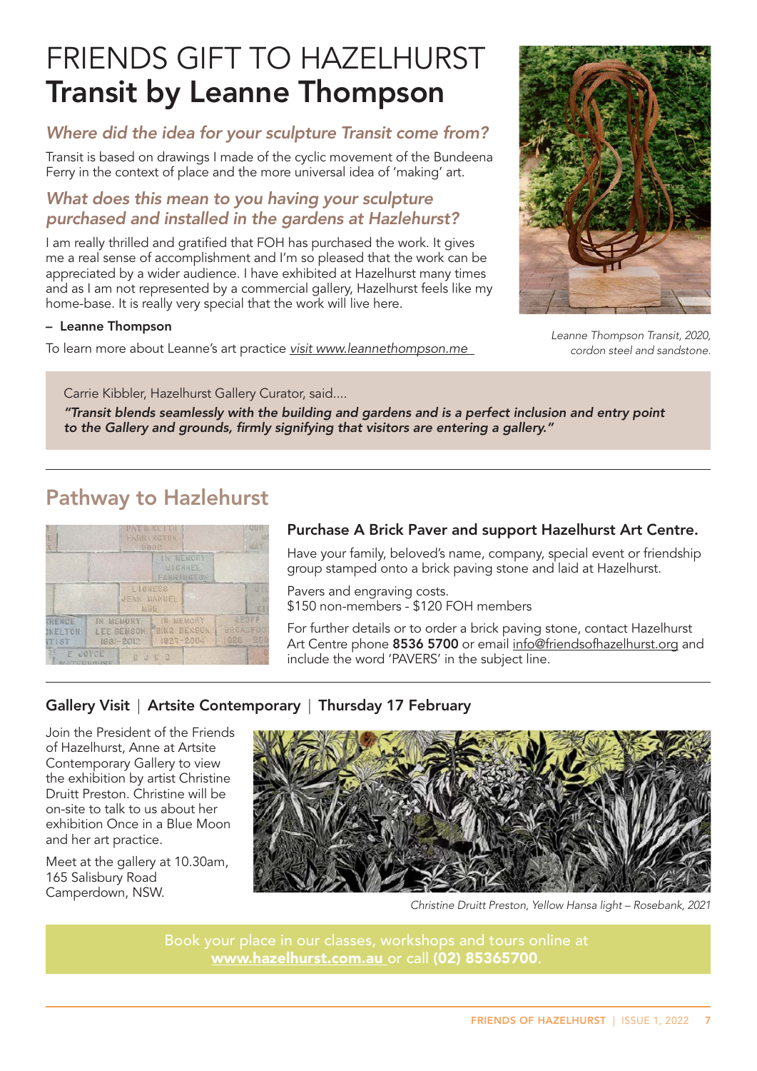# FRIENDS GIFT TO HAZELHURST
# Transit by Leanne Thompson

### *Where did the idea for your sculpture Transit come from?*

Transit is based on drawings I made of the cyclic movement of the Bundeena Ferry in the context of place and the more universal idea of 'making' art.

### *What does this mean to you having your sculpture purchased and installed in the gardens at Hazlehurst?*

I am really thrilled and gratified that FOH has purchased the work. It gives me a real sense of accomplishment and I'm so pleased that the work can be appreciated by a wider audience. I have exhibited at Hazelhurst many times and as I am not represented by a commercial gallery, Hazelhurst feels like my home-base. It is really very special that the work will live here.

**– Leanne Thompson**

To learn more about Leanne's art practice *visit www.leannethompson.me*

*Leanne Thompson Transit, 2020, cordon steel and sandstone.*

Carrie Kibbler, Hazelhurst Gallery Curator, said....

***"Transit blends seamlessly with the building and gardens and is a perfect inclusion and entry point to the Gallery and grounds, firmly signifying that visitors are entering a gallery."***

## Pathway to Hazlehurst

### Purchase A Brick Paver and support Hazelhurst Art Centre.

Have your family, beloved's name, company, special event or friendship group stamped onto a brick paving stone and laid at Hazelhurst.

Pavers and engraving costs.
$150 non-members - $120 FOH members

For further details or to order a brick paving stone, contact Hazelhurst Art Centre phone **8536 5700** or email info@friendsofhazelhurst.org and include the word 'PAVERS' in the subject line.

### Gallery Visit | Artsite Contemporary | Thursday 17 February

Join the President of the Friends of Hazelhurst, Anne at Artsite Contemporary Gallery to view the exhibition by artist Christine Druitt Preston. Christine will be on-site to talk to us about her exhibition Once in a Blue Moon and her art practice.

Meet at the gallery at 10.30am, 165 Salisbury Road Camperdown, NSW.

*Christine Druitt Preston, Yellow Hansa light – Rosebank, 2021*

Book your place in our classes, workshops and tours online at **www.hazelhurst.com.au** or call **(02) 85365700**.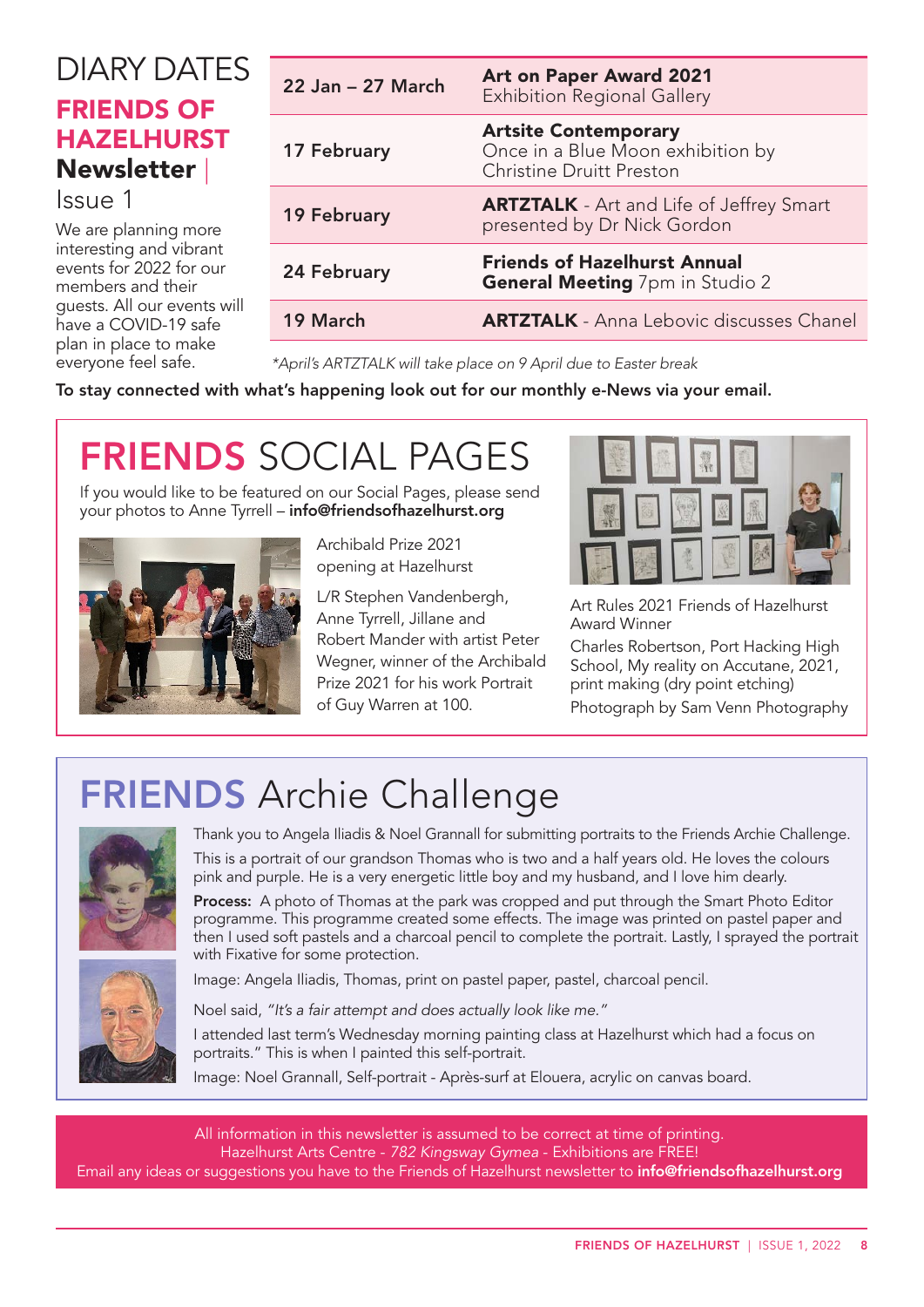# DIARY DATES

## FRIENDS OF HAZELHURST

**Newsletter** | Issue 1

We are planning more interesting and vibrant events for 2022 for our members and their guests. All our events will have a COVID-19 safe plan in place to make everyone feel safe.

| | |
|---|---|
| 22 Jan – 27 March | **Art on Paper Award 2021** Exhibition Regional Gallery |
| 17 February | **Artsite Contemporary** Once in a Blue Moon exhibition by Christine Druitt Preston |
| 19 February | **ARTZTALK** - Art and Life of Jeffrey Smart presented by Dr Nick Gordon |
| 24 February | **Friends of Hazelhurst Annual General Meeting** 7pm in Studio 2 |
| 19 March | **ARTZTALK** - Anna Lebovic discusses Chanel |

*\*April's ARTZTALK will take place on 9 April due to Easter break*

**To stay connected with what's happening look out for our monthly e-News via your email.**

## FRIENDS SOCIAL PAGES

If you would like to be featured on our Social Pages, please send your photos to Anne Tyrrell – **info@friendsofhazelhurst.org**

Archibald Prize 2021 opening at Hazelhurst

L/R Stephen Vandenbergh, Anne Tyrrell, Jillane and Robert Mander with artist Peter Wegner, winner of the Archibald Prize 2021 for his work Portrait of Guy Warren at 100.

Art Rules 2021 Friends of Hazelhurst Award Winner

Charles Robertson, Port Hacking High School, My reality on Accutane, 2021, print making (dry point etching)

Photograph by Sam Venn Photography

## FRIENDS Archie Challenge

Thank you to Angela Iliadis & Noel Grannall for submitting portraits to the Friends Archie Challenge.

This is a portrait of our grandson Thomas who is two and a half years old. He loves the colours pink and purple. He is a very energetic little boy and my husband, and I love him dearly.

**Process:** A photo of Thomas at the park was cropped and put through the Smart Photo Editor programme. This programme created some effects. The image was printed on pastel paper and then I used soft pastels and a charcoal pencil to complete the portrait. Lastly, I sprayed the portrait with Fixative for some protection.

Image: Angela Iliadis, Thomas, print on pastel paper, pastel, charcoal pencil.

Noel said, *"It's a fair attempt and does actually look like me."*

I attended last term's Wednesday morning painting class at Hazelhurst which had a focus on portraits." This is when I painted this self-portrait.

Image: Noel Grannall, Self-portrait - Après-surf at Elouera, acrylic on canvas board.

All information in this newsletter is assumed to be correct at time of printing.
Hazelhurst Arts Centre - *782 Kingsway Gymea* - Exhibitions are FREE!
Email any ideas or suggestions you have to the Friends of Hazelhurst newsletter to **info@friendsofhazelhurst.org**